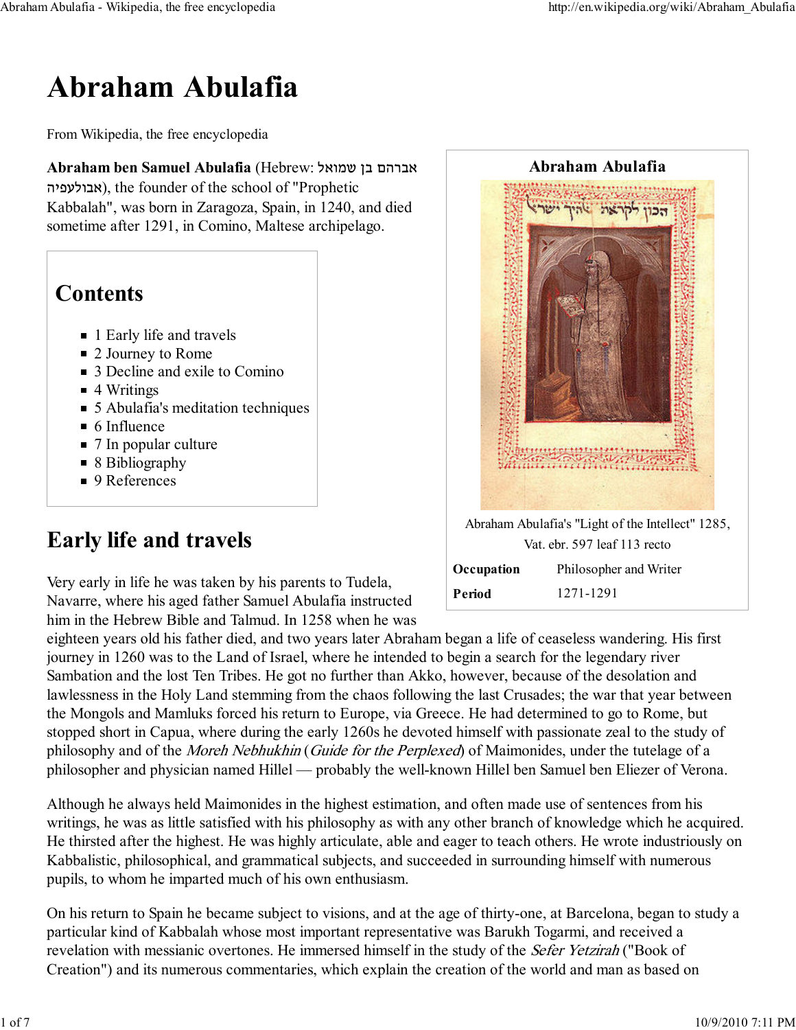# Abraham Abulafia

From Wikipedia, the free encyclopedia

**Abraham ben Samuel Abulafia** (Hebrew: אברהם בן שמואל אבולעפיה), the founder of the school of "Prophetic Kabbalah", was born in Zaragoza, Spain, in 1240, and died sometime after 1291, in Comino, Maltese archipelago.

**Abraham Abulafia**

Abraham Abulafia's "Light of the Intellect" 1285, Vat. ebr. 597 leaf 113 recto

| | |
|---|---|
| **Occupation** | Philosopher and Writer |
| **Period** | 1271-1291 |

## Contents

- 1 Early life and travels
- 2 Journey to Rome
- 3 Decline and exile to Comino
- 4 Writings
- 5 Abulafia's meditation techniques
- 6 Influence
- 7 In popular culture
- 8 Bibliography
- 9 References

## Early life and travels

Very early in life he was taken by his parents to Tudela, Navarre, where his aged father Samuel Abulafia instructed him in the Hebrew Bible and Talmud. In 1258 when he was eighteen years old his father died, and two years later Abraham began a life of ceaseless wandering. His first journey in 1260 was to the Land of Israel, where he intended to begin a search for the legendary river Sambation and the lost Ten Tribes. He got no further than Akko, however, because of the desolation and lawlessness in the Holy Land stemming from the chaos following the last Crusades; the war that year between the Mongols and Mamluks forced his return to Europe, via Greece. He had determined to go to Rome, but stopped short in Capua, where during the early 1260s he devoted himself with passionate zeal to the study of philosophy and of the *Moreh Nebhukhin* (*Guide for the Perplexed*) of Maimonides, under the tutelage of a philosopher and physician named Hillel — probably the well-known Hillel ben Samuel ben Eliezer of Verona.

Although he always held Maimonides in the highest estimation, and often made use of sentences from his writings, he was as little satisfied with his philosophy as with any other branch of knowledge which he acquired. He thirsted after the highest. He was highly articulate, able and eager to teach others. He wrote industriously on Kabbalistic, philosophical, and grammatical subjects, and succeeded in surrounding himself with numerous pupils, to whom he imparted much of his own enthusiasm.

On his return to Spain he became subject to visions, and at the age of thirty-one, at Barcelona, began to study a particular kind of Kabbalah whose most important representative was Barukh Togarmi, and received a revelation with messianic overtones. He immersed himself in the study of the *Sefer Yetzirah* ("Book of Creation") and its numerous commentaries, which explain the creation of the world and man as based on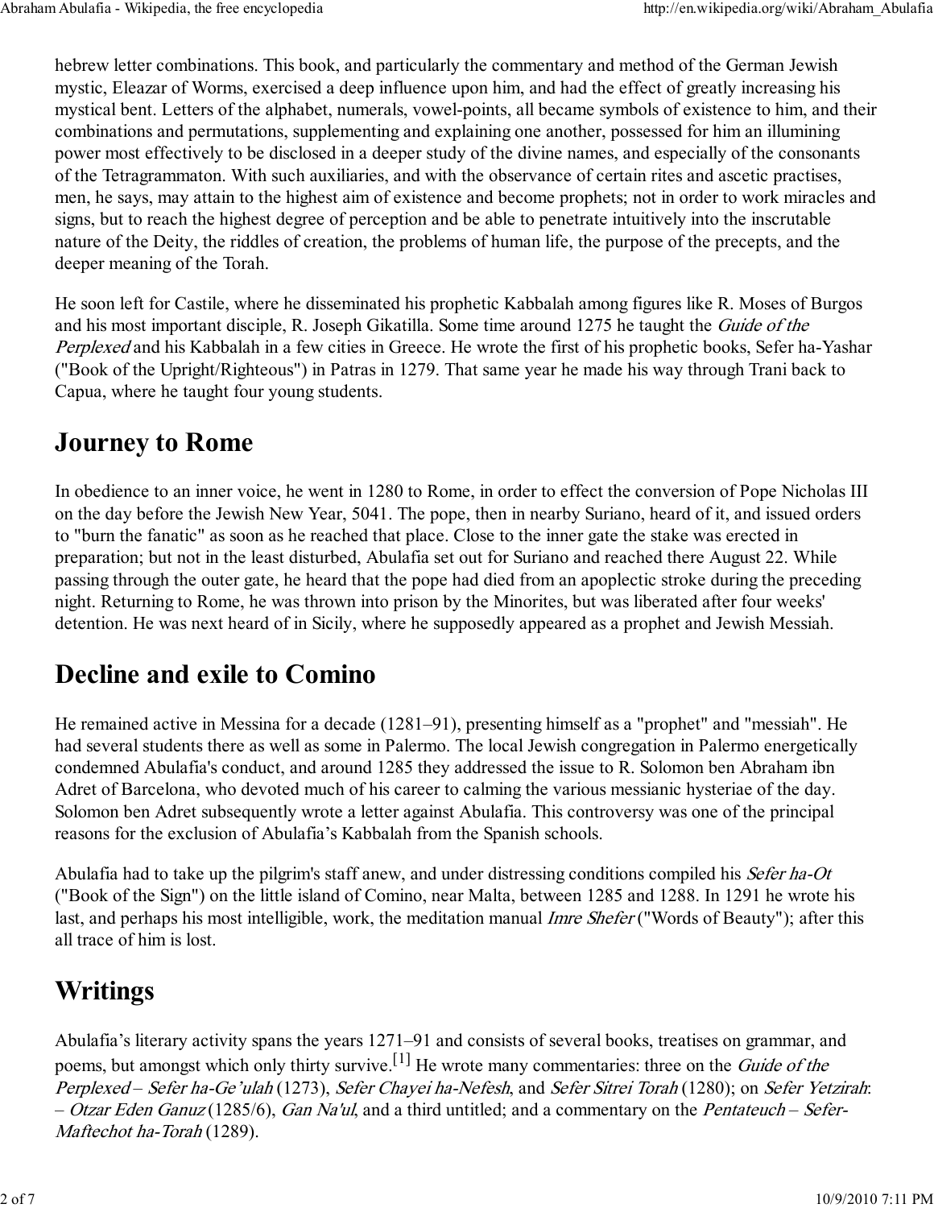hebrew letter combinations. This book, and particularly the commentary and method of the German Jewish mystic, Eleazar of Worms, exercised a deep influence upon him, and had the effect of greatly increasing his mystical bent. Letters of the alphabet, numerals, vowel-points, all became symbols of existence to him, and their combinations and permutations, supplementing and explaining one another, possessed for him an illumining power most effectively to be disclosed in a deeper study of the divine names, and especially of the consonants of the Tetragrammaton. With such auxiliaries, and with the observance of certain rites and ascetic practises, men, he says, may attain to the highest aim of existence and become prophets; not in order to work miracles and signs, but to reach the highest degree of perception and be able to penetrate intuitively into the inscrutable nature of the Deity, the riddles of creation, the problems of human life, the purpose of the precepts, and the deeper meaning of the Torah.

He soon left for Castile, where he disseminated his prophetic Kabbalah among figures like R. Moses of Burgos and his most important disciple, R. Joseph Gikatilla. Some time around 1275 he taught the *Guide of the Perplexed* and his Kabbalah in a few cities in Greece. He wrote the first of his prophetic books, Sefer ha-Yashar ("Book of the Upright/Righteous") in Patras in 1279. That same year he made his way through Trani back to Capua, where he taught four young students.

# Journey to Rome

In obedience to an inner voice, he went in 1280 to Rome, in order to effect the conversion of Pope Nicholas III on the day before the Jewish New Year, 5041. The pope, then in nearby Suriano, heard of it, and issued orders to "burn the fanatic" as soon as he reached that place. Close to the inner gate the stake was erected in preparation; but not in the least disturbed, Abulafia set out for Suriano and reached there August 22. While passing through the outer gate, he heard that the pope had died from an apoplectic stroke during the preceding night. Returning to Rome, he was thrown into prison by the Minorites, but was liberated after four weeks' detention. He was next heard of in Sicily, where he supposedly appeared as a prophet and Jewish Messiah.

# Decline and exile to Comino

He remained active in Messina for a decade (1281–91), presenting himself as a "prophet" and "messiah". He had several students there as well as some in Palermo. The local Jewish congregation in Palermo energetically condemned Abulafia's conduct, and around 1285 they addressed the issue to R. Solomon ben Abraham ibn Adret of Barcelona, who devoted much of his career to calming the various messianic hysteriae of the day. Solomon ben Adret subsequently wrote a letter against Abulafia. This controversy was one of the principal reasons for the exclusion of Abulafia's Kabbalah from the Spanish schools.

Abulafia had to take up the pilgrim's staff anew, and under distressing conditions compiled his *Sefer ha-Ot* ("Book of the Sign") on the little island of Comino, near Malta, between 1285 and 1288. In 1291 he wrote his last, and perhaps his most intelligible, work, the meditation manual *Imre Shefer* ("Words of Beauty"); after this all trace of him is lost.

# Writings

Abulafia's literary activity spans the years 1271–91 and consists of several books, treatises on grammar, and poems, but amongst which only thirty survive.[1] He wrote many commentaries: three on the *Guide of the Perplexed* – *Sefer ha-Ge'ulah* (1273), *Sefer Chayei ha-Nefesh*, and *Sefer Sitrei Torah* (1280); on *Sefer Yetzirah*: – *Otzar Eden Ganuz* (1285/6), *Gan Na'ul*, and a third untitled; and a commentary on the *Pentateuch* – *Sefer-Maftechot ha-Torah* (1289).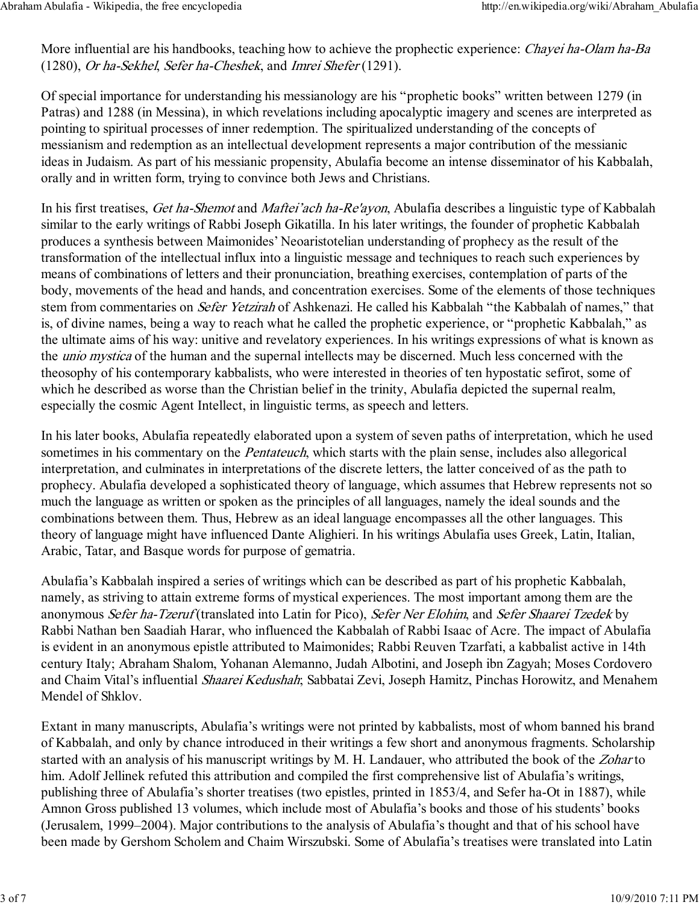More influential are his handbooks, teaching how to achieve the prophectic experience: *Chayei ha-Olam ha-Ba* (1280), *Or ha-Sekhel*, *Sefer ha-Cheshek*, and *Imrei Shefer* (1291).

Of special importance for understanding his messianology are his "prophetic books" written between 1279 (in Patras) and 1288 (in Messina), in which revelations including apocalyptic imagery and scenes are interpreted as pointing to spiritual processes of inner redemption. The spiritualized understanding of the concepts of messianism and redemption as an intellectual development represents a major contribution of the messianic ideas in Judaism. As part of his messianic propensity, Abulafia become an intense disseminator of his Kabbalah, orally and in written form, trying to convince both Jews and Christians.

In his first treatises, *Get ha-Shemot* and *Maftei'ach ha-Re'ayon*, Abulafia describes a linguistic type of Kabbalah similar to the early writings of Rabbi Joseph Gikatilla. In his later writings, the founder of prophetic Kabbalah produces a synthesis between Maimonides' Neoaristotelian understanding of prophecy as the result of the transformation of the intellectual influx into a linguistic message and techniques to reach such experiences by means of combinations of letters and their pronunciation, breathing exercises, contemplation of parts of the body, movements of the head and hands, and concentration exercises. Some of the elements of those techniques stem from commentaries on *Sefer Yetzirah* of Ashkenazi. He called his Kabbalah "the Kabbalah of names," that is, of divine names, being a way to reach what he called the prophetic experience, or "prophetic Kabbalah," as the ultimate aims of his way: unitive and revelatory experiences. In his writings expressions of what is known as the *unio mystica* of the human and the supernal intellects may be discerned. Much less concerned with the theosophy of his contemporary kabbalists, who were interested in theories of ten hypostatic sefirot, some of which he described as worse than the Christian belief in the trinity, Abulafia depicted the supernal realm, especially the cosmic Agent Intellect, in linguistic terms, as speech and letters.

In his later books, Abulafia repeatedly elaborated upon a system of seven paths of interpretation, which he used sometimes in his commentary on the *Pentateuch*, which starts with the plain sense, includes also allegorical interpretation, and culminates in interpretations of the discrete letters, the latter conceived of as the path to prophecy. Abulafia developed a sophisticated theory of language, which assumes that Hebrew represents not so much the language as written or spoken as the principles of all languages, namely the ideal sounds and the combinations between them. Thus, Hebrew as an ideal language encompasses all the other languages. This theory of language might have influenced Dante Alighieri. In his writings Abulafia uses Greek, Latin, Italian, Arabic, Tatar, and Basque words for purpose of gematria.

Abulafia's Kabbalah inspired a series of writings which can be described as part of his prophetic Kabbalah, namely, as striving to attain extreme forms of mystical experiences. The most important among them are the anonymous *Sefer ha-Tzeruf* (translated into Latin for Pico), *Sefer Ner Elohim*, and *Sefer Shaarei Tzedek* by Rabbi Nathan ben Saadiah Harar, who influenced the Kabbalah of Rabbi Isaac of Acre. The impact of Abulafia is evident in an anonymous epistle attributed to Maimonides; Rabbi Reuven Tzarfati, a kabbalist active in 14th century Italy; Abraham Shalom, Yohanan Alemanno, Judah Albotini, and Joseph ibn Zagyah; Moses Cordovero and Chaim Vital's influential *Shaarei Kedushah*; Sabbatai Zevi, Joseph Hamitz, Pinchas Horowitz, and Menahem Mendel of Shklov.

Extant in many manuscripts, Abulafia's writings were not printed by kabbalists, most of whom banned his brand of Kabbalah, and only by chance introduced in their writings a few short and anonymous fragments. Scholarship started with an analysis of his manuscript writings by M. H. Landauer, who attributed the book of the *Zohar* to him. Adolf Jellinek refuted this attribution and compiled the first comprehensive list of Abulafia's writings, publishing three of Abulafia's shorter treatises (two epistles, printed in 1853/4, and Sefer ha-Ot in 1887), while Amnon Gross published 13 volumes, which include most of Abulafia's books and those of his students' books (Jerusalem, 1999–2004). Major contributions to the analysis of Abulafia's thought and that of his school have been made by Gershom Scholem and Chaim Wirszubski. Some of Abulafia's treatises were translated into Latin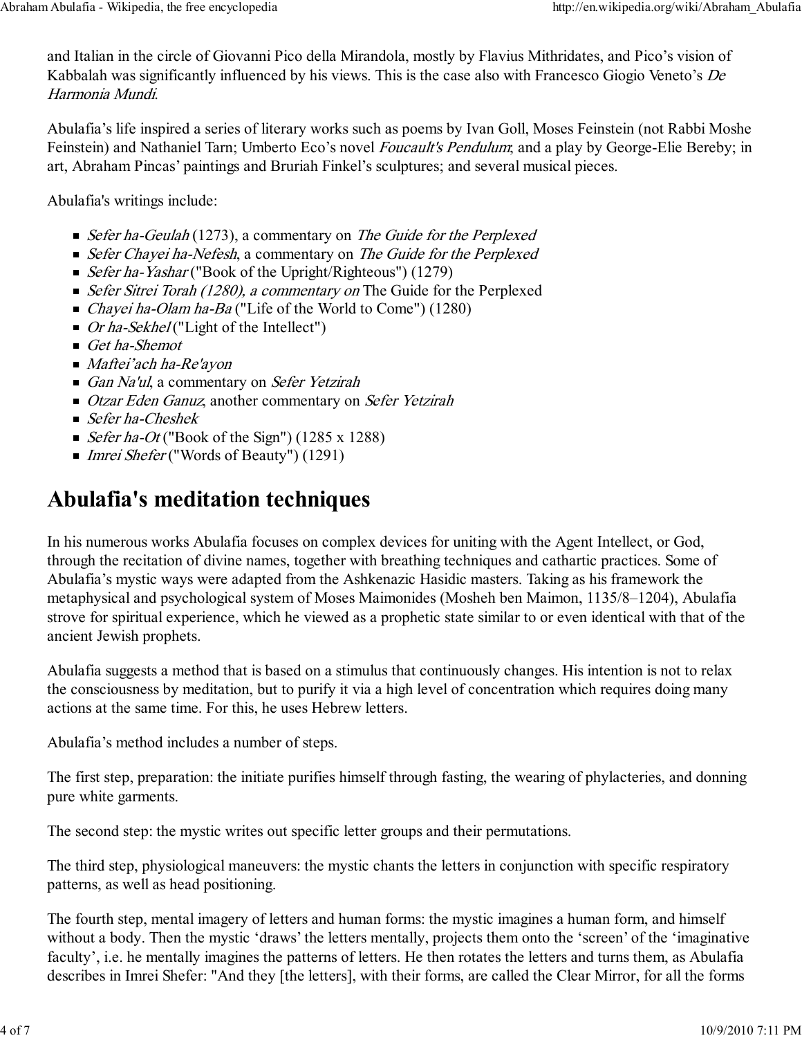and Italian in the circle of Giovanni Pico della Mirandola, mostly by Flavius Mithridates, and Pico’s vision of Kabbalah was significantly influenced by his views. This is the case also with Francesco Giogio Veneto’s *De Harmonia Mundi*.

Abulafia’s life inspired a series of literary works such as poems by Ivan Goll, Moses Feinstein (not Rabbi Moshe Feinstein) and Nathaniel Tarn; Umberto Eco’s novel *Foucault's Pendulum*; and a play by George-Elie Bereby; in art, Abraham Pincas’ paintings and Bruriah Finkel’s sculptures; and several musical pieces.

Abulafia's writings include:

- *Sefer ha-Geulah* (1273), a commentary on *The Guide for the Perplexed*
- *Sefer Chayei ha-Nefesh*, a commentary on *The Guide for the Perplexed*
- *Sefer ha-Yashar* ("Book of the Upright/Righteous") (1279)
- *Sefer Sitrei Torah (1280), a commentary on* The Guide for the Perplexed
- *Chayei ha-Olam ha-Ba* ("Life of the World to Come") (1280)
- *Or ha-Sekhel* ("Light of the Intellect")
- *Get ha-Shemot*
- *Maftei’ach ha-Re'ayon*
- *Gan Na'ul*, a commentary on *Sefer Yetzirah*
- *Otzar Eden Ganuz*, another commentary on *Sefer Yetzirah*
- *Sefer ha-Cheshek*
- *Sefer ha-Ot* ("Book of the Sign") (1285 x 1288)
- *Imrei Shefer* ("Words of Beauty") (1291)

# Abulafia's meditation techniques

In his numerous works Abulafia focuses on complex devices for uniting with the Agent Intellect, or God, through the recitation of divine names, together with breathing techniques and cathartic practices. Some of Abulafia’s mystic ways were adapted from the Ashkenazic Hasidic masters. Taking as his framework the metaphysical and psychological system of Moses Maimonides (Mosheh ben Maimon, 1135/8–1204), Abulafia strove for spiritual experience, which he viewed as a prophetic state similar to or even identical with that of the ancient Jewish prophets.

Abulafia suggests a method that is based on a stimulus that continuously changes. His intention is not to relax the consciousness by meditation, but to purify it via a high level of concentration which requires doing many actions at the same time. For this, he uses Hebrew letters.

Abulafia’s method includes a number of steps.

The first step, preparation: the initiate purifies himself through fasting, the wearing of phylacteries, and donning pure white garments.

The second step: the mystic writes out specific letter groups and their permutations.

The third step, physiological maneuvers: the mystic chants the letters in conjunction with specific respiratory patterns, as well as head positioning.

The fourth step, mental imagery of letters and human forms: the mystic imagines a human form, and himself without a body. Then the mystic ‘draws’ the letters mentally, projects them onto the ‘screen’ of the ‘imaginative faculty’, i.e. he mentally imagines the patterns of letters. He then rotates the letters and turns them, as Abulafia describes in Imrei Shefer: "And they [the letters], with their forms, are called the Clear Mirror, for all the forms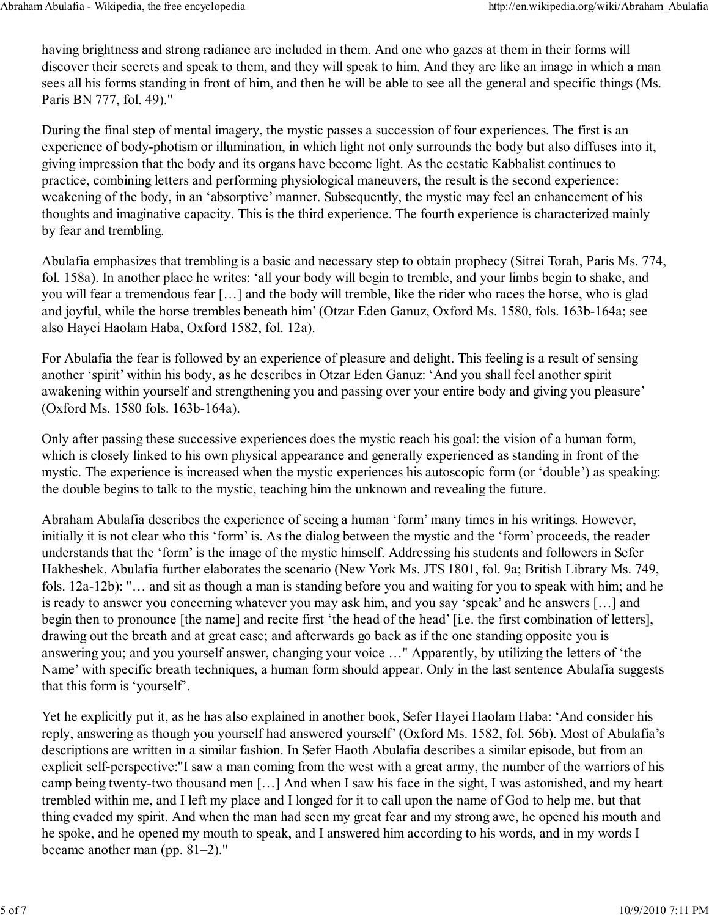having brightness and strong radiance are included in them. And one who gazes at them in their forms will discover their secrets and speak to them, and they will speak to him. And they are like an image in which a man sees all his forms standing in front of him, and then he will be able to see all the general and specific things (Ms. Paris BN 777, fol. 49)."

During the final step of mental imagery, the mystic passes a succession of four experiences. The first is an experience of body-photism or illumination, in which light not only surrounds the body but also diffuses into it, giving impression that the body and its organs have become light. As the ecstatic Kabbalist continues to practice, combining letters and performing physiological maneuvers, the result is the second experience: weakening of the body, in an 'absorptive' manner. Subsequently, the mystic may feel an enhancement of his thoughts and imaginative capacity. This is the third experience. The fourth experience is characterized mainly by fear and trembling.

Abulafia emphasizes that trembling is a basic and necessary step to obtain prophecy (Sitrei Torah, Paris Ms. 774, fol. 158a). In another place he writes: 'all your body will begin to tremble, and your limbs begin to shake, and you will fear a tremendous fear […] and the body will tremble, like the rider who races the horse, who is glad and joyful, while the horse trembles beneath him' (Otzar Eden Ganuz, Oxford Ms. 1580, fols. 163b-164a; see also Hayei Haolam Haba, Oxford 1582, fol. 12a).

For Abulafia the fear is followed by an experience of pleasure and delight. This feeling is a result of sensing another 'spirit' within his body, as he describes in Otzar Eden Ganuz: 'And you shall feel another spirit awakening within yourself and strengthening you and passing over your entire body and giving you pleasure' (Oxford Ms. 1580 fols. 163b-164a).

Only after passing these successive experiences does the mystic reach his goal: the vision of a human form, which is closely linked to his own physical appearance and generally experienced as standing in front of the mystic. The experience is increased when the mystic experiences his autoscopic form (or 'double') as speaking: the double begins to talk to the mystic, teaching him the unknown and revealing the future.

Abraham Abulafia describes the experience of seeing a human 'form' many times in his writings. However, initially it is not clear who this 'form' is. As the dialog between the mystic and the 'form' proceeds, the reader understands that the 'form' is the image of the mystic himself. Addressing his students and followers in Sefer Hakheshek, Abulafia further elaborates the scenario (New York Ms. JTS 1801, fol. 9a; British Library Ms. 749, fols. 12a-12b): "… and sit as though a man is standing before you and waiting for you to speak with him; and he is ready to answer you concerning whatever you may ask him, and you say 'speak' and he answers […] and begin then to pronounce [the name] and recite first 'the head of the head' [i.e. the first combination of letters], drawing out the breath and at great ease; and afterwards go back as if the one standing opposite you is answering you; and you yourself answer, changing your voice …" Apparently, by utilizing the letters of 'the Name' with specific breath techniques, a human form should appear. Only in the last sentence Abulafia suggests that this form is 'yourself'.

Yet he explicitly put it, as he has also explained in another book, Sefer Hayei Haolam Haba: 'And consider his reply, answering as though you yourself had answered yourself' (Oxford Ms. 1582, fol. 56b). Most of Abulafia's descriptions are written in a similar fashion. In Sefer Haoth Abulafia describes a similar episode, but from an explicit self-perspective:"I saw a man coming from the west with a great army, the number of the warriors of his camp being twenty-two thousand men […] And when I saw his face in the sight, I was astonished, and my heart trembled within me, and I left my place and I longed for it to call upon the name of God to help me, but that thing evaded my spirit. And when the man had seen my great fear and my strong awe, he opened his mouth and he spoke, and he opened my mouth to speak, and I answered him according to his words, and in my words I became another man (pp. 81–2)."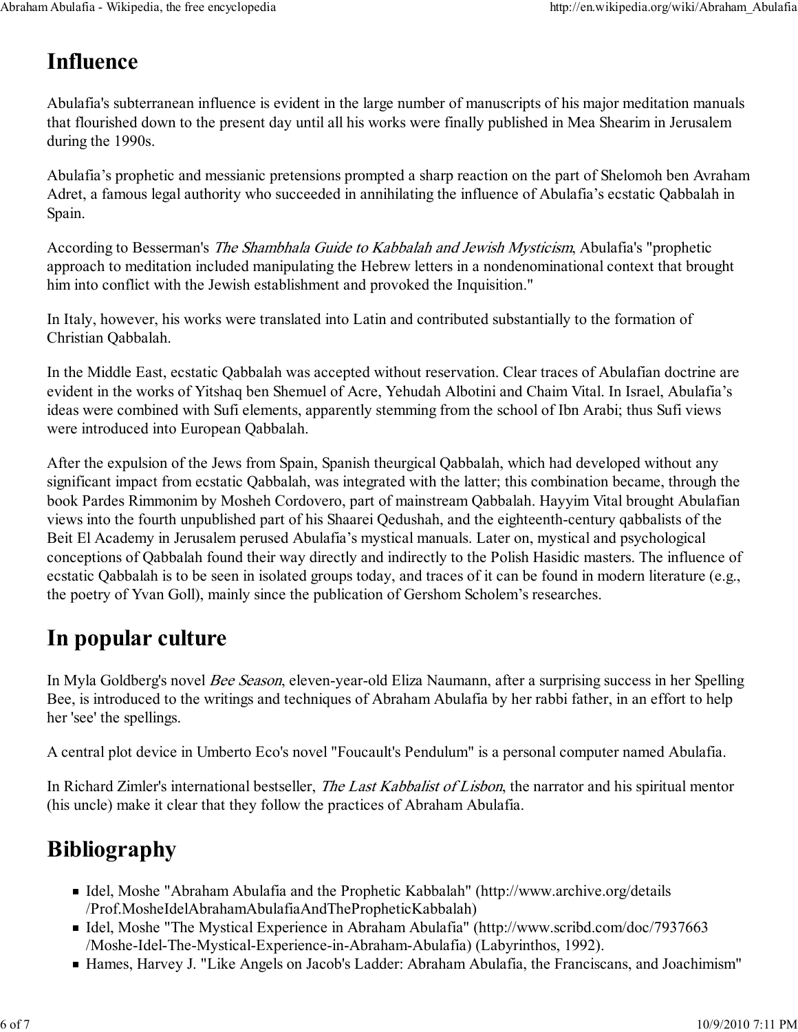## Influence

Abulafia's subterranean influence is evident in the large number of manuscripts of his major meditation manuals that flourished down to the present day until all his works were finally published in Mea Shearim in Jerusalem during the 1990s.

Abulafia's prophetic and messianic pretensions prompted a sharp reaction on the part of Shelomoh ben Avraham Adret, a famous legal authority who succeeded in annihilating the influence of Abulafia's ecstatic Qabbalah in Spain.

According to Besserman's *The Shambhala Guide to Kabbalah and Jewish Mysticism*, Abulafia's "prophetic approach to meditation included manipulating the Hebrew letters in a nondenominational context that brought him into conflict with the Jewish establishment and provoked the Inquisition."

In Italy, however, his works were translated into Latin and contributed substantially to the formation of Christian Qabbalah.

In the Middle East, ecstatic Qabbalah was accepted without reservation. Clear traces of Abulafian doctrine are evident in the works of Yitshaq ben Shemuel of Acre, Yehudah Albotini and Chaim Vital. In Israel, Abulafia's ideas were combined with Sufi elements, apparently stemming from the school of Ibn Arabi; thus Sufi views were introduced into European Qabbalah.

After the expulsion of the Jews from Spain, Spanish theurgical Qabbalah, which had developed without any significant impact from ecstatic Qabbalah, was integrated with the latter; this combination became, through the book Pardes Rimmonim by Mosheh Cordovero, part of mainstream Qabbalah. Hayyim Vital brought Abulafian views into the fourth unpublished part of his Shaarei Qedushah, and the eighteenth-century qabbalists of the Beit El Academy in Jerusalem perused Abulafia's mystical manuals. Later on, mystical and psychological conceptions of Qabbalah found their way directly and indirectly to the Polish Hasidic masters. The influence of ecstatic Qabbalah is to be seen in isolated groups today, and traces of it can be found in modern literature (e.g., the poetry of Yvan Goll), mainly since the publication of Gershom Scholem's researches.

## In popular culture

In Myla Goldberg's novel *Bee Season*, eleven-year-old Eliza Naumann, after a surprising success in her Spelling Bee, is introduced to the writings and techniques of Abraham Abulafia by her rabbi father, in an effort to help her 'see' the spellings.

A central plot device in Umberto Eco's novel "Foucault's Pendulum" is a personal computer named Abulafia.

In Richard Zimler's international bestseller, *The Last Kabbalist of Lisbon*, the narrator and his spiritual mentor (his uncle) make it clear that they follow the practices of Abraham Abulafia.

## Bibliography

- Idel, Moshe "Abraham Abulafia and the Prophetic Kabbalah" (http://www.archive.org/details/Prof.MosheIdelAbrahamAbulafiaAndThePropheticKabbalah)
- Idel, Moshe "The Mystical Experience in Abraham Abulafia" (http://www.scribd.com/doc/7937663/Moshe-Idel-The-Mystical-Experience-in-Abraham-Abulafia) (Labyrinthos, 1992).
- Hames, Harvey J. "Like Angels on Jacob's Ladder: Abraham Abulafia, the Franciscans, and Joachimism"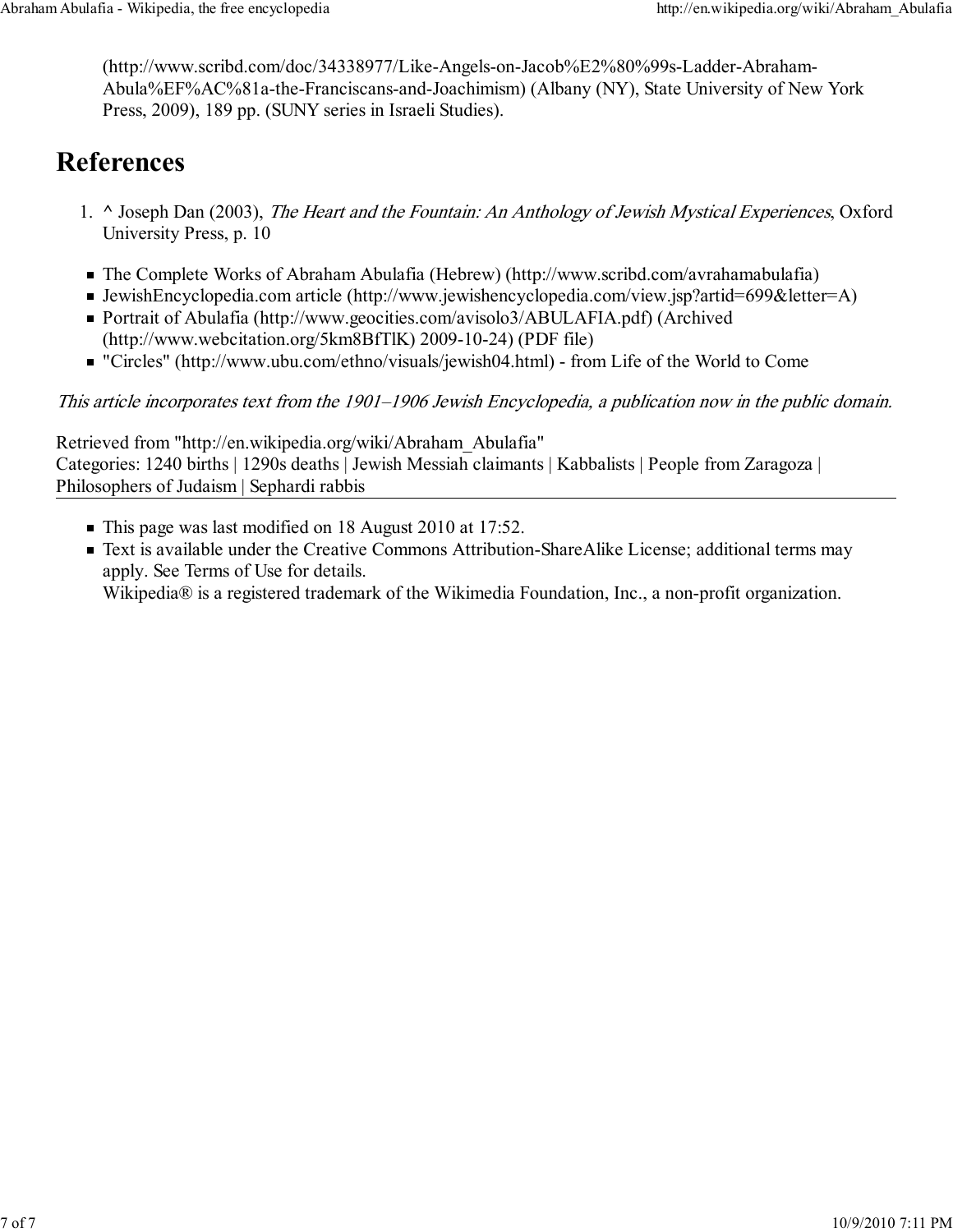(http://www.scribd.com/doc/34338977/Like-Angels-on-Jacob%E2%80%99s-Ladder-Abraham-Abula%EF%AC%81a-the-Franciscans-and-Joachimism) (Albany (NY), State University of New York Press, 2009), 189 pp. (SUNY series in Israeli Studies).

# References

1. ^ Joseph Dan (2003), *The Heart and the Fountain: An Anthology of Jewish Mystical Experiences*, Oxford University Press, p. 10

- The Complete Works of Abraham Abulafia (Hebrew) (http://www.scribd.com/avrahamabulafia)
- JewishEncyclopedia.com article (http://www.jewishencyclopedia.com/view.jsp?artid=699&letter=A)
- Portrait of Abulafia (http://www.geocities.com/avisolo3/ABULAFIA.pdf) (Archived (http://www.webcitation.org/5km8BfTlK) 2009-10-24) (PDF file)
- "Circles" (http://www.ubu.com/ethno/visuals/jewish04.html) - from Life of the World to Come

*This article incorporates text from the 1901–1906 Jewish Encyclopedia, a publication now in the public domain.*

Retrieved from "http://en.wikipedia.org/wiki/Abraham_Abulafia"
Categories: 1240 births | 1290s deaths | Jewish Messiah claimants | Kabbalists | People from Zaragoza | Philosophers of Judaism | Sephardi rabbis

- This page was last modified on 18 August 2010 at 17:52.
- Text is available under the Creative Commons Attribution-ShareAlike License; additional terms may apply. See Terms of Use for details.
  Wikipedia® is a registered trademark of the Wikimedia Foundation, Inc., a non-profit organization.